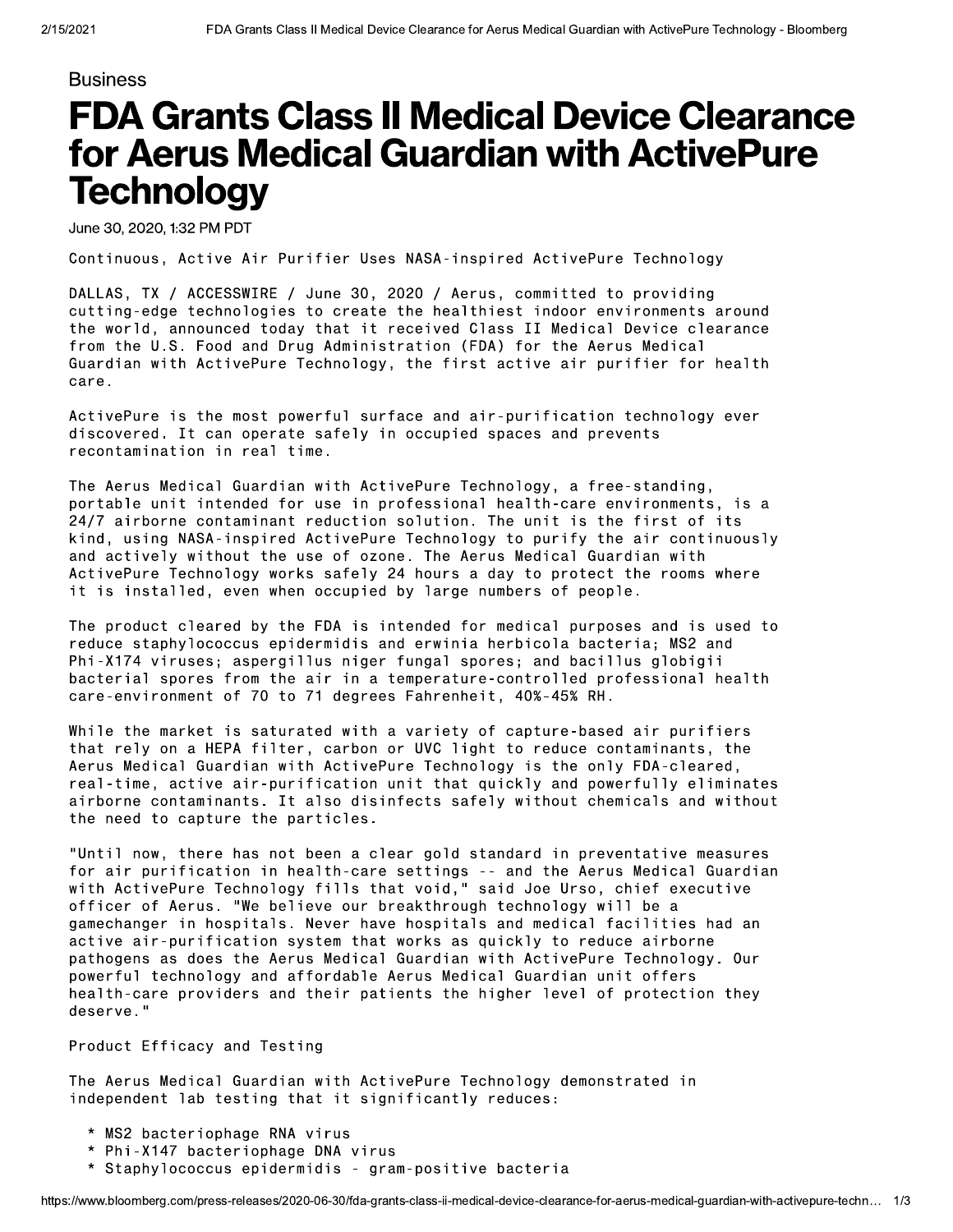Business

# FDA Grants Class II Medical Device Clearance for Aerus Medical Guardian with ActivePure Technology

June 30, 2020, 1:32 PM PDT

Continuous, Active Air Purifier Uses NASA-inspired ActivePure Technology

DALLAS, TX / ACCESSWIRE / June 30, 2020 / Aerus, committed to providing cutting-edge technologies to create the healthiest indoor environments around the world, announced today that it received Class II Medical Device clearance from the U.S. Food and Drug Administration (FDA) for the Aerus Medical Guardian with ActivePure Technology, the first active air purifier for health care.

ActivePure is the most powerful surface and air-purification technology ever discovered. It can operate safely in occupied spaces and prevents recontamination in real time.

The Aerus Medical Guardian with ActivePure Technology, a free-standing, portable unit intended for use in professional health-care environments, is a 24/7 airborne contaminant reduction solution. The unit is the first of its kind, using NASA-inspired ActivePure Technology to purify the air continuously and actively without the use of ozone. The Aerus Medical Guardian with ActivePure Technology works safely 24 hours a day to protect the rooms where it is installed, even when occupied by large numbers of people.

The product cleared by the FDA is intended for medical purposes and is used to reduce staphylococcus epidermidis and erwinia herbicola bacteria; MS2 and Phi-X174 viruses; aspergillus niger fungal spores; and bacillus globigii bacterial spores from the air in a temperature-controlled professional health care-environment of 70 to 71 degrees Fahrenheit, 40%-45% RH.

While the market is saturated with a variety of capture-based air purifiers that rely on a HEPA filter, carbon or UVC light to reduce contaminants, the Aerus Medical Guardian with ActivePure Technology is the only FDA-cleared, real-time, active air-purification unit that quickly and powerfully eliminates airborne contaminants. It also disinfects safely without chemicals and without the need to capture the particles.

"Until now, there has not been a clear gold standard in preventative measures for air purification in health-care settings -- and the Aerus Medical Guardian with ActivePure Technology fills that void," said Joe Urso, chief executive officer of Aerus. "We believe our breakthrough technology will be a gamechanger in hospitals. Never have hospitals and medical facilities had an active air-purification system that works as quickly to reduce airborne pathogens as does the Aerus Medical Guardian with ActivePure Technology. Our powerful technology and affordable Aerus Medical Guardian unit offers health-care providers and their patients the higher level of protection they deserve."

Product Efficacy and Testing

The Aerus Medical Guardian with ActivePure Technology demonstrated in independent lab testing that it significantly reduces:

* MS2 bacteriophage RNA virus
* Phi-X147 bacteriophage DNA virus
* Staphylococcus epidermidis - gram-positive bacteria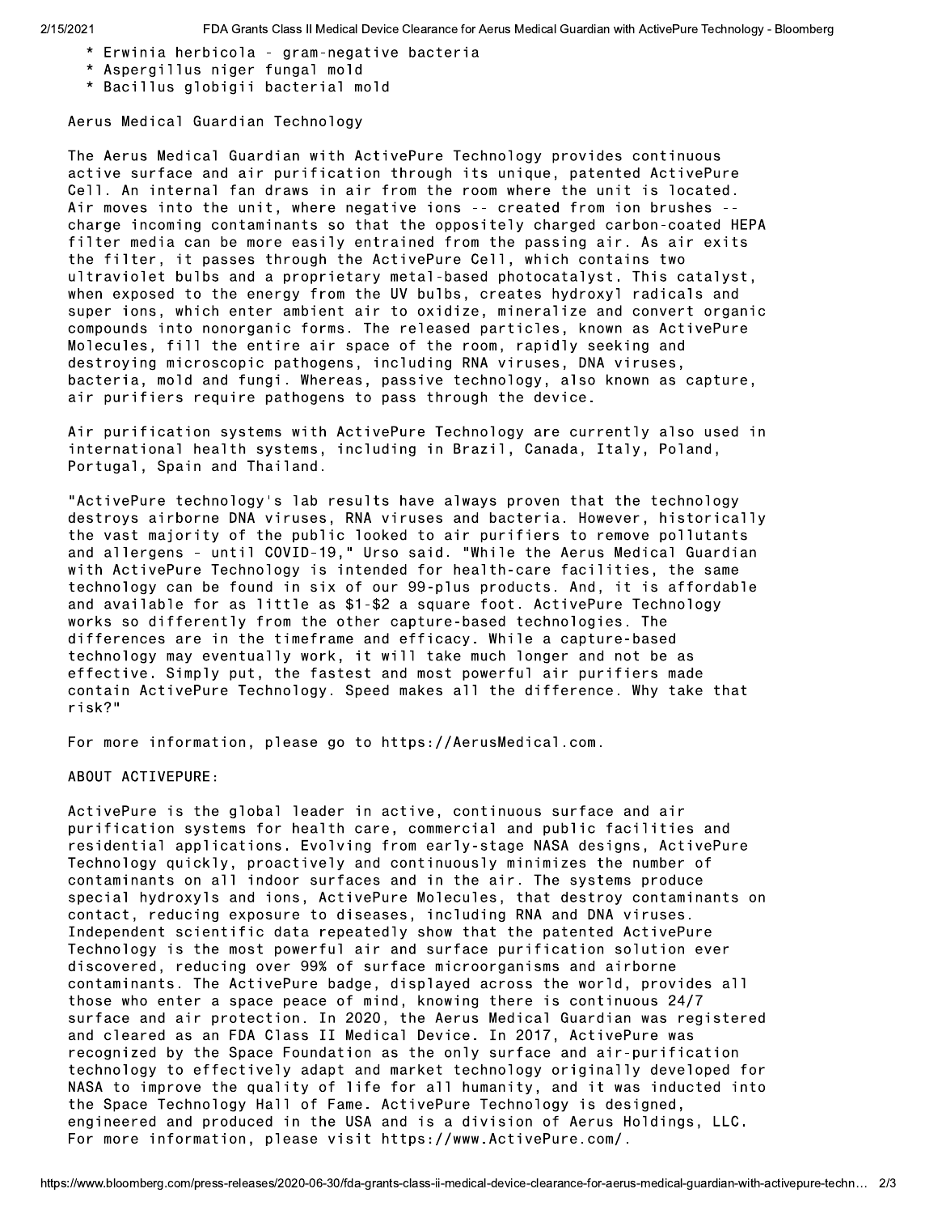* Erwinia herbicola - gram-negative bacteria
* Aspergillus niger fungal mold
* Bacillus globigii bacterial mold

Aerus Medical Guardian Technology

The Aerus Medical Guardian with ActivePure Technology provides continuous active surface and air purification through its unique, patented ActivePure Cell. An internal fan draws in air from the room where the unit is located. Air moves into the unit, where negative ions -- created from ion brushes -- charge incoming contaminants so that the oppositely charged carbon-coated HEPA filter media can be more easily entrained from the passing air. As air exits the filter, it passes through the ActivePure Cell, which contains two ultraviolet bulbs and a proprietary metal-based photocatalyst. This catalyst, when exposed to the energy from the UV bulbs, creates hydroxyl radicals and super ions, which enter ambient air to oxidize, mineralize and convert organic compounds into nonorganic forms. The released particles, known as ActivePure Molecules, fill the entire air space of the room, rapidly seeking and destroying microscopic pathogens, including RNA viruses, DNA viruses, bacteria, mold and fungi. Whereas, passive technology, also known as capture, air purifiers require pathogens to pass through the device.

Air purification systems with ActivePure Technology are currently also used in international health systems, including in Brazil, Canada, Italy, Poland, Portugal, Spain and Thailand.

"ActivePure technology's lab results have always proven that the technology destroys airborne DNA viruses, RNA viruses and bacteria. However, historically the vast majority of the public looked to air purifiers to remove pollutants and allergens - until COVID-19," Urso said. "While the Aerus Medical Guardian with ActivePure Technology is intended for health-care facilities, the same technology can be found in six of our 99-plus products. And, it is affordable and available for as little as $1-$2 a square foot. ActivePure Technology works so differently from the other capture-based technologies. The differences are in the timeframe and efficacy. While a capture-based technology may eventually work, it will take much longer and not be as effective. Simply put, the fastest and most powerful air purifiers made contain ActivePure Technology. Speed makes all the difference. Why take that risk?"

For more information, please go to https://AerusMedical.com.

ABOUT ACTIVEPURE:

ActivePure is the global leader in active, continuous surface and air purification systems for health care, commercial and public facilities and residential applications. Evolving from early-stage NASA designs, ActivePure Technology quickly, proactively and continuously minimizes the number of contaminants on all indoor surfaces and in the air. The systems produce special hydroxyls and ions, ActivePure Molecules, that destroy contaminants on contact, reducing exposure to diseases, including RNA and DNA viruses. Independent scientific data repeatedly show that the patented ActivePure Technology is the most powerful air and surface purification solution ever discovered, reducing over 99% of surface microorganisms and airborne contaminants. The ActivePure badge, displayed across the world, provides all those who enter a space peace of mind, knowing there is continuous 24/7 surface and air protection. In 2020, the Aerus Medical Guardian was registered and cleared as an FDA Class II Medical Device. In 2017, ActivePure was recognized by the Space Foundation as the only surface and air-purification technology to effectively adapt and market technology originally developed for NASA to improve the quality of life for all humanity, and it was inducted into the Space Technology Hall of Fame. ActivePure Technology is designed, engineered and produced in the USA and is a division of Aerus Holdings, LLC. For more information, please visit https://www.ActivePure.com/.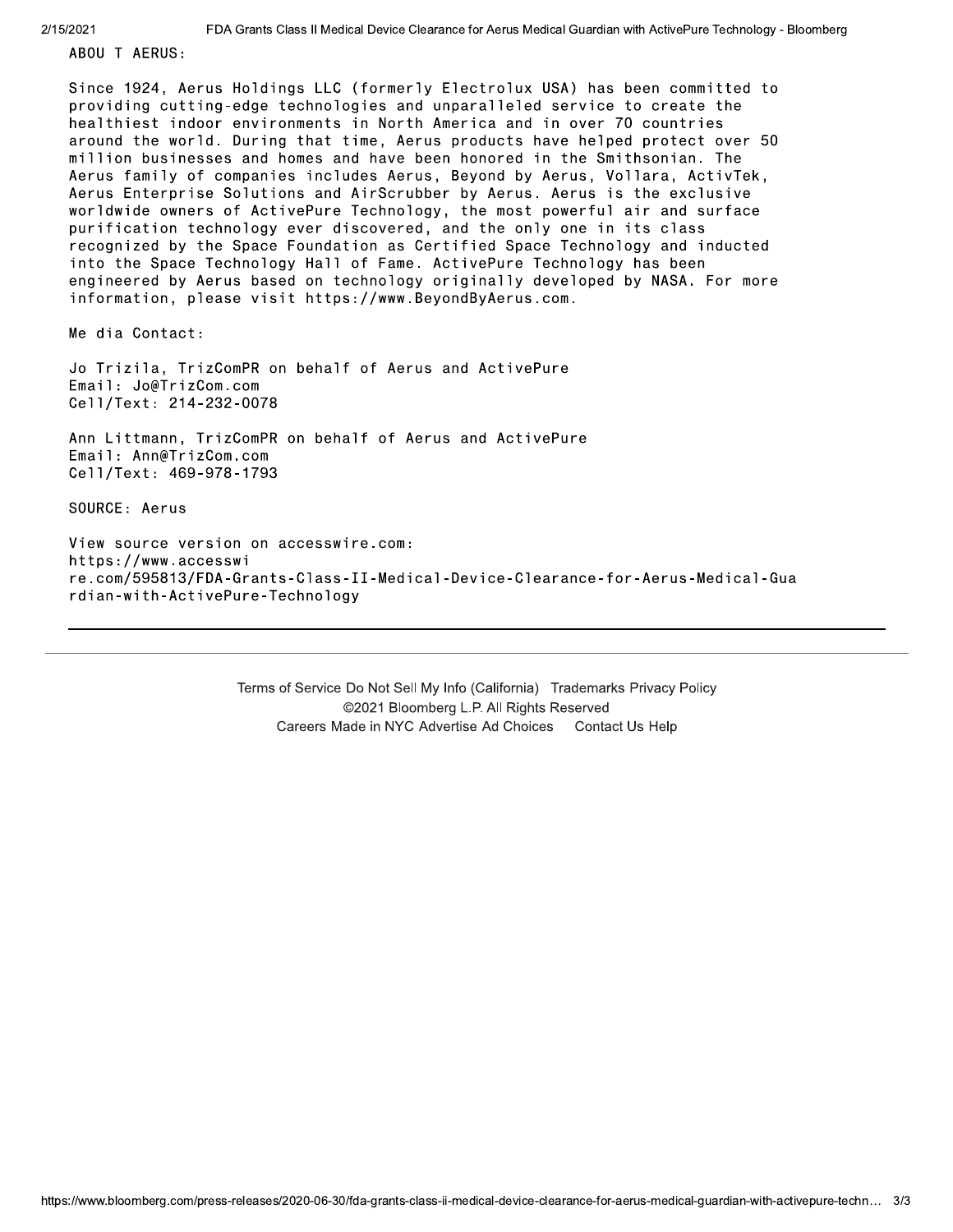ABOU T AERUS:

Since 1924, Aerus Holdings LLC (formerly Electrolux USA) has been committed to providing cutting-edge technologies and unparalleled service to create the healthiest indoor environments in North America and in over 70 countries around the world. During that time, Aerus products have helped protect over 50 million businesses and homes and have been honored in the Smithsonian. The Aerus family of companies includes Aerus, Beyond by Aerus, Vollara, ActivTek, Aerus Enterprise Solutions and AirScrubber by Aerus. Aerus is the exclusive worldwide owners of ActivePure Technology, the most powerful air and surface purification technology ever discovered, and the only one in its class recognized by the Space Foundation as Certified Space Technology and inducted into the Space Technology Hall of Fame. ActivePure Technology has been engineered by Aerus based on technology originally developed by NASA. For more information, please visit https://www.BeyondByAerus.com.

Me dia Contact:

Jo Trizila, TrizComPR on behalf of Aerus and ActivePure
Email: Jo@TrizCom.com
Cell/Text: 214-232-0078

Ann Littmann, TrizComPR on behalf of Aerus and ActivePure
Email: Ann@TrizCom.com
Cell/Text: 469-978-1793

SOURCE: Aerus

View source version on accesswire.com:
https://www.accesswire.com/595813/FDA-Grants-Class-II-Medical-Device-Clearance-for-Aerus-Medical-Guardian-with-ActivePure-Technology

Terms of Service Do Not Sell My Info (California) Trademarks Privacy Policy
©2021 Bloomberg L.P. All Rights Reserved
Careers Made in NYC Advertise Ad Choices Contact Us Help